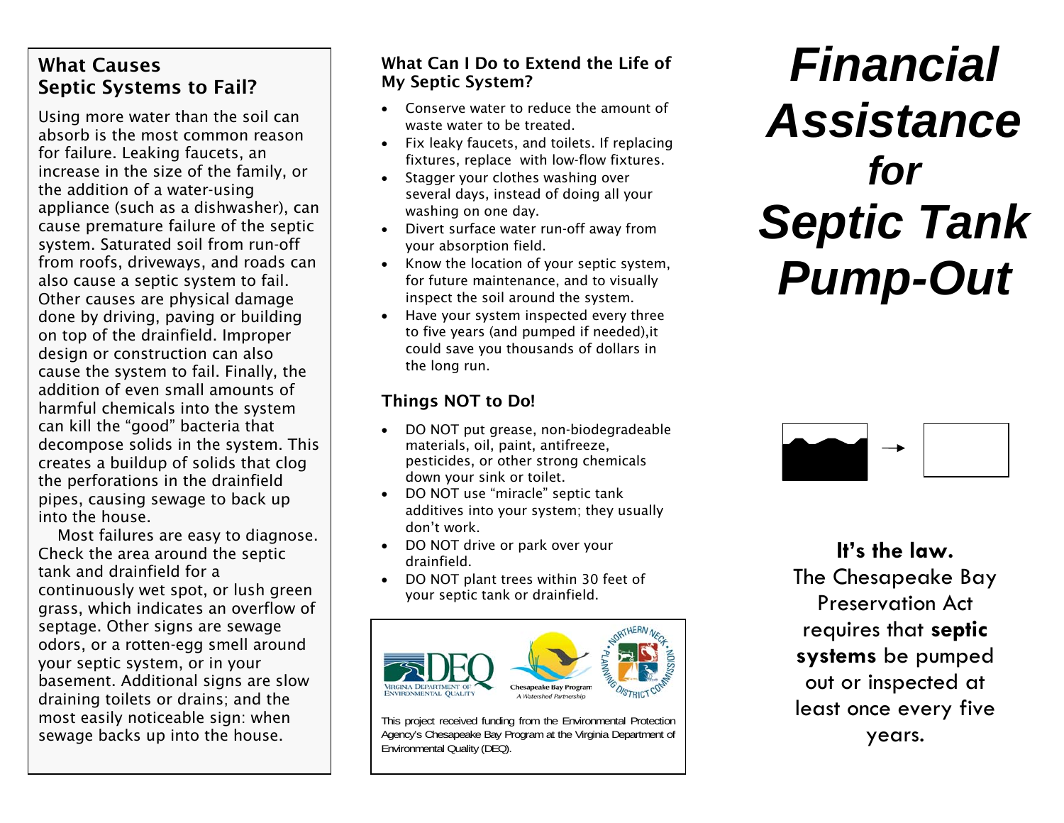## What Causes Septic Systems to Fail?

Using more water than the soil can absorb is the most common reason for failure. Leaking faucets, an increase in the size of the family, or the addition of a water-using appliance (such as a dishwasher), can cause premature failure of the septic system. Saturated soil from run-off from roofs, driveways, and roads can also cause a septic system to fail. Other causes are physical damage done by driving, paving or building on top of the drainfield. Improper design or construction can also cause the system to fail. Finally, the addition of even small amounts of harmful chemicals into the system can kill the "good" bacteria that decompose solids in the system. This creates a buildup of solids that clog the perforations in the drainfield pipes, causing sewage to back up into the house.

Most failures are easy to diagnose. Check the area around the septic tank and drainfield for a continuously wet spot, or lush green grass, which indicates an overflow of septage. Other signs are sewage odors, or a rotten-egg smell around your septic system, or in your basement. Additional signs are slow draining toilets or drains; and the most easily noticeable sign: when sewage backs up into the house.

### What Can I Do to Extend the Life of My Septic System?

- Conserve water to reduce the amount of waste water to be treated.
- Fix leaky faucets, and toilets. If replacing fixtures, replace with low-flow fixtures.
- Stagger your clothes washing over several days, instead of doing all your washing on one day.
- Divert surface water run-off away from your absorption field.
- Know the location of your septic system, for future maintenance, and to visually inspect the soil around the system.
- Have your system inspected every three to five years (and pumped if needed),it could save you thousands of dollars in the long run.

### Things NOT to Do!

- DO NOT put grease, non-biodegradeable materials, oil, paint, antifreeze, pesticides, or other strong chemicals down your sink or toilet.
- DO NOT use "miracle" septic tank additives into your system; they usually don't work.
- DO NOT drive or park over your drainfield.
- DO NOT plant trees within 30 feet of your septic tank or drainfield.

Virginia Department of Environmental Quality — Chesapeake Bay Program, A Watershed Partnership — Northern Neck Planning District Commission

This project received funding from the Environmental Protection Agency's Chesapeake Bay Program at the Virginia Department of Environmental Quality (DEQ).

# *Financial Assistance for Septic Tank Pump-Out*

**It's the law.**

The Chesapeake Bay Preservation Act requires that **septic systems** be pumped out or inspected at least once every five years.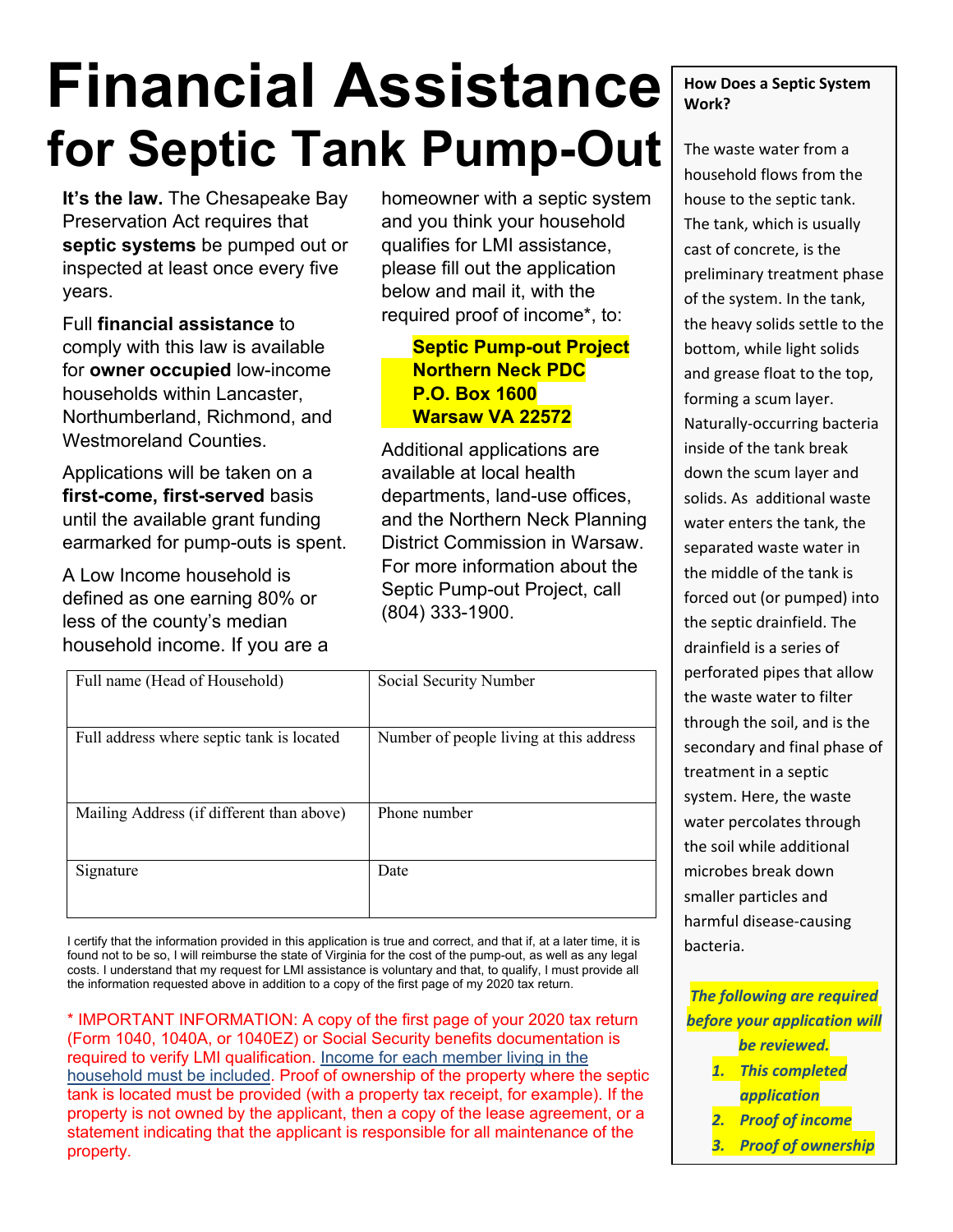# Financial Assistance for Septic Tank Pump-Out

**It's the law.** The Chesapeake Bay Preservation Act requires that **septic systems** be pumped out or inspected at least once every five years.

Full **financial assistance** to comply with this law is available for **owner occupied** low-income households within Lancaster, Northumberland, Richmond, and Westmoreland Counties.

Applications will be taken on a **first-come, first-served** basis until the available grant funding earmarked for pump-outs is spent.

A Low Income household is defined as one earning 80% or less of the county's median household income. If you are a homeowner with a septic system and you think your household qualifies for LMI assistance, please fill out the application below and mail it, with the required proof of income*, to:

**Septic Pump-out Project**
**Northern Neck PDC**
**P.O. Box 1600**
**Warsaw VA 22572**

Additional applications are available at local health departments, land-use offices, and the Northern Neck Planning District Commission in Warsaw. For more information about the Septic Pump-out Project, call (804) 333-1900.

| | |
|---|---|
| Full name (Head of Household) | Social Security Number |
| Full address where septic tank is located | Number of people living at this address |
| Mailing Address (if different than above) | Phone number |
| Signature | Date |

I certify that the information provided in this application is true and correct, and that if, at a later time, it is found not to be so, I will reimburse the state of Virginia for the cost of the pump-out, as well as any legal costs. I understand that my request for LMI assistance is voluntary and that, to qualify, I must provide all the information requested above in addition to a copy of the first page of my 2020 tax return.

\* IMPORTANT INFORMATION: A copy of the first page of your 2020 tax return (Form 1040, 1040A, or 1040EZ) or Social Security benefits documentation is required to verify LMI qualification. Income for each member living in the household must be included. Proof of ownership of the property where the septic tank is located must be provided (with a property tax receipt, for example). If the property is not owned by the applicant, then a copy of the lease agreement, or a statement indicating that the applicant is responsible for all maintenance of the property.

**How Does a Septic System Work?**

The waste water from a household flows from the house to the septic tank. The tank, which is usually cast of concrete, is the preliminary treatment phase of the system. In the tank, the heavy solids settle to the bottom, while light solids and grease float to the top, forming a scum layer. Naturally-occurring bacteria inside of the tank break down the scum layer and solids. As additional waste water enters the tank, the separated waste water in the middle of the tank is forced out (or pumped) into the septic drainfield. The drainfield is a series of perforated pipes that allow the waste water to filter through the soil, and is the secondary and final phase of treatment in a septic system. Here, the waste water percolates through the soil while additional microbes break down smaller particles and harmful disease-causing bacteria.

***The following are required before your application will be reviewed.***

1. ***This completed application***
2. ***Proof of income***
3. ***Proof of ownership***